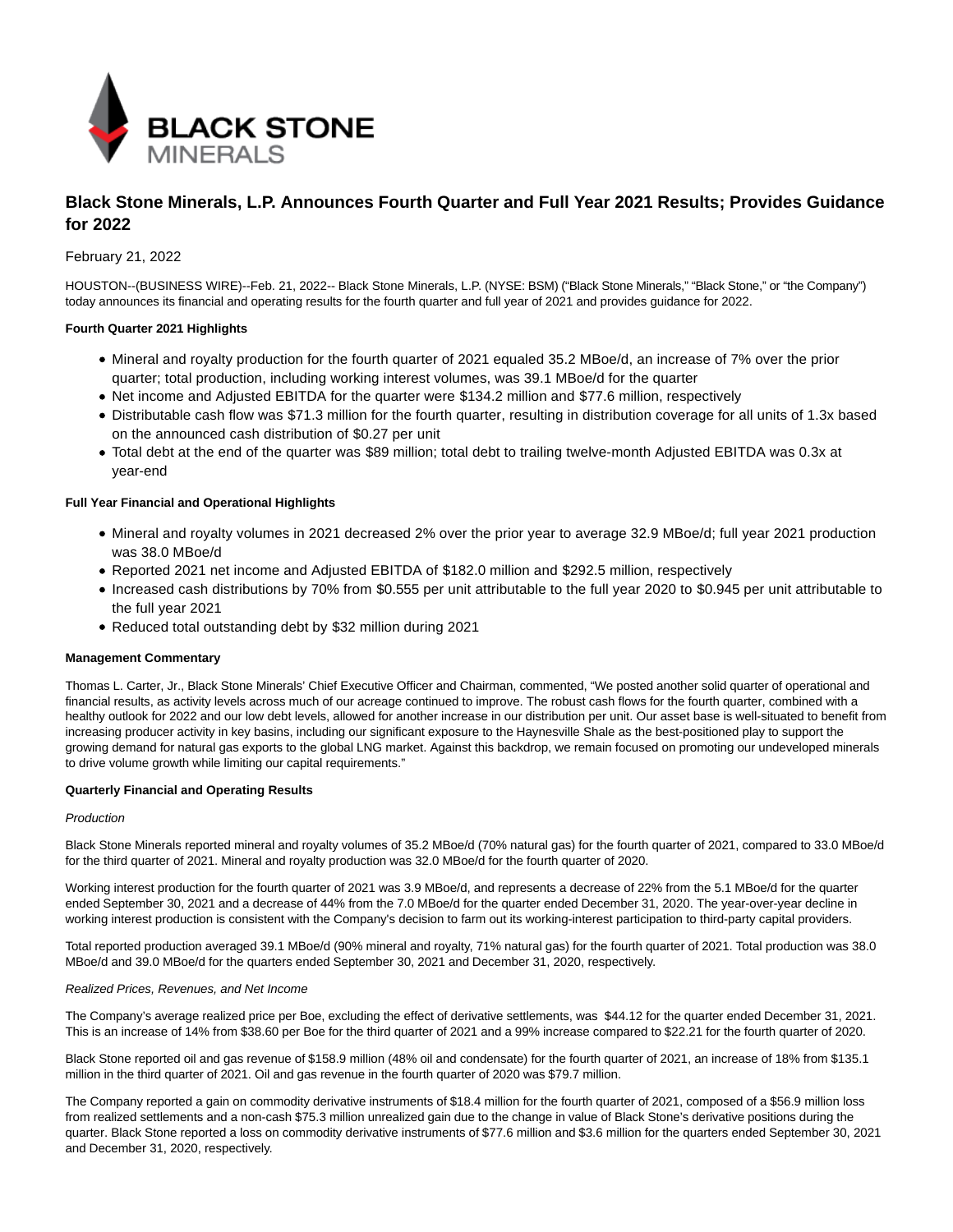# Black Stone Minerals, L.P. Announces Fourth Quarter and Full Year 2021 Results; Provides Guidance for 2022

February 21, 2022

HOUSTON--(BUSINESS WIRE)--Feb. 21, 2022-- Black Stone Minerals, L.P. (NYSE: BSM) ("Black Stone Minerals," "Black Stone," or "the Company") today announces its financial and operating results for the fourth quarter and full year of 2021 and provides guidance for 2022.

**Fourth Quarter 2021 Highlights**

- Mineral and royalty production for the fourth quarter of 2021 equaled 35.2 MBoe/d, an increase of 7% over the prior quarter; total production, including working interest volumes, was 39.1 MBoe/d for the quarter
- Net income and Adjusted EBITDA for the quarter were $134.2 million and $77.6 million, respectively
- Distributable cash flow was $71.3 million for the fourth quarter, resulting in distribution coverage for all units of 1.3x based on the announced cash distribution of $0.27 per unit
- Total debt at the end of the quarter was $89 million; total debt to trailing twelve-month Adjusted EBITDA was 0.3x at year-end

**Full Year Financial and Operational Highlights**

- Mineral and royalty volumes in 2021 decreased 2% over the prior year to average 32.9 MBoe/d; full year 2021 production was 38.0 MBoe/d
- Reported 2021 net income and Adjusted EBITDA of $182.0 million and $292.5 million, respectively
- Increased cash distributions by 70% from $0.555 per unit attributable to the full year 2020 to $0.945 per unit attributable to the full year 2021
- Reduced total outstanding debt by $32 million during 2021

**Management Commentary**

Thomas L. Carter, Jr., Black Stone Minerals' Chief Executive Officer and Chairman, commented, "We posted another solid quarter of operational and financial results, as activity levels across much of our acreage continued to improve. The robust cash flows for the fourth quarter, combined with a healthy outlook for 2022 and our low debt levels, allowed for another increase in our distribution per unit. Our asset base is well-situated to benefit from increasing producer activity in key basins, including our significant exposure to the Haynesville Shale as the best-positioned play to support the growing demand for natural gas exports to the global LNG market. Against this backdrop, we remain focused on promoting our undeveloped minerals to drive volume growth while limiting our capital requirements."

**Quarterly Financial and Operating Results**

*Production*

Black Stone Minerals reported mineral and royalty volumes of 35.2 MBoe/d (70% natural gas) for the fourth quarter of 2021, compared to 33.0 MBoe/d for the third quarter of 2021. Mineral and royalty production was 32.0 MBoe/d for the fourth quarter of 2020.

Working interest production for the fourth quarter of 2021 was 3.9 MBoe/d, and represents a decrease of 22% from the 5.1 MBoe/d for the quarter ended September 30, 2021 and a decrease of 44% from the 7.0 MBoe/d for the quarter ended December 31, 2020. The year-over-year decline in working interest production is consistent with the Company's decision to farm out its working-interest participation to third-party capital providers.

Total reported production averaged 39.1 MBoe/d (90% mineral and royalty, 71% natural gas) for the fourth quarter of 2021. Total production was 38.0 MBoe/d and 39.0 MBoe/d for the quarters ended September 30, 2021 and December 31, 2020, respectively.

*Realized Prices, Revenues, and Net Income*

The Company's average realized price per Boe, excluding the effect of derivative settlements, was $44.12 for the quarter ended December 31, 2021. This is an increase of 14% from $38.60 per Boe for the third quarter of 2021 and a 99% increase compared to $22.21 for the fourth quarter of 2020.

Black Stone reported oil and gas revenue of $158.9 million (48% oil and condensate) for the fourth quarter of 2021, an increase of 18% from $135.1 million in the third quarter of 2021. Oil and gas revenue in the fourth quarter of 2020 was $79.7 million.

The Company reported a gain on commodity derivative instruments of $18.4 million for the fourth quarter of 2021, composed of a $56.9 million loss from realized settlements and a non-cash $75.3 million unrealized gain due to the change in value of Black Stone's derivative positions during the quarter. Black Stone reported a loss on commodity derivative instruments of $77.6 million and $3.6 million for the quarters ended September 30, 2021 and December 31, 2020, respectively.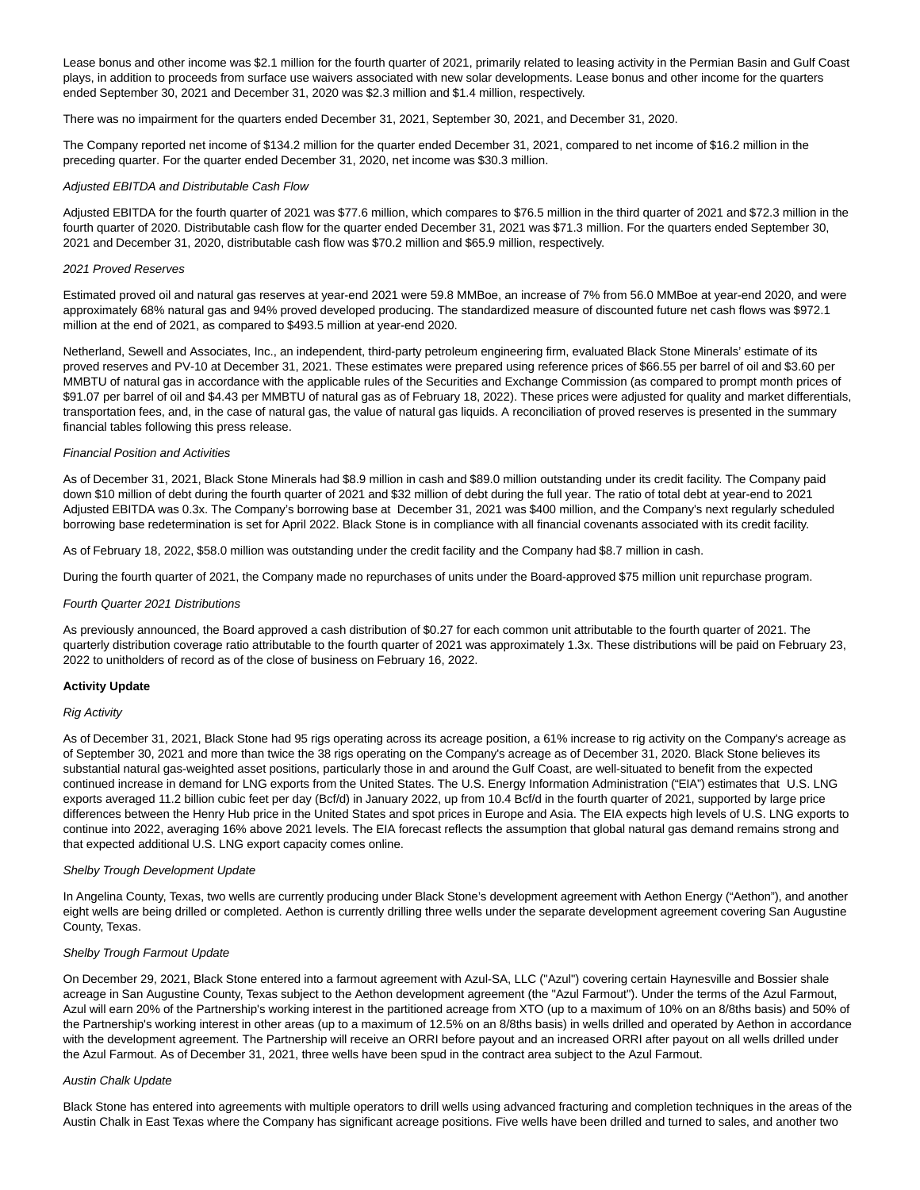Lease bonus and other income was $2.1 million for the fourth quarter of 2021, primarily related to leasing activity in the Permian Basin and Gulf Coast plays, in addition to proceeds from surface use waivers associated with new solar developments. Lease bonus and other income for the quarters ended September 30, 2021 and December 31, 2020 was $2.3 million and $1.4 million, respectively.

There was no impairment for the quarters ended December 31, 2021, September 30, 2021, and December 31, 2020.

The Company reported net income of $134.2 million for the quarter ended December 31, 2021, compared to net income of $16.2 million in the preceding quarter. For the quarter ended December 31, 2020, net income was $30.3 million.

*Adjusted EBITDA and Distributable Cash Flow*

Adjusted EBITDA for the fourth quarter of 2021 was $77.6 million, which compares to $76.5 million in the third quarter of 2021 and $72.3 million in the fourth quarter of 2020. Distributable cash flow for the quarter ended December 31, 2021 was $71.3 million. For the quarters ended September 30, 2021 and December 31, 2020, distributable cash flow was $70.2 million and $65.9 million, respectively.

*2021 Proved Reserves*

Estimated proved oil and natural gas reserves at year-end 2021 were 59.8 MMBoe, an increase of 7% from 56.0 MMBoe at year-end 2020, and were approximately 68% natural gas and 94% proved developed producing. The standardized measure of discounted future net cash flows was $972.1 million at the end of 2021, as compared to $493.5 million at year-end 2020.

Netherland, Sewell and Associates, Inc., an independent, third-party petroleum engineering firm, evaluated Black Stone Minerals' estimate of its proved reserves and PV-10 at December 31, 2021. These estimates were prepared using reference prices of $66.55 per barrel of oil and $3.60 per MMBTU of natural gas in accordance with the applicable rules of the Securities and Exchange Commission (as compared to prompt month prices of $91.07 per barrel of oil and $4.43 per MMBTU of natural gas as of February 18, 2022). These prices were adjusted for quality and market differentials, transportation fees, and, in the case of natural gas, the value of natural gas liquids. A reconciliation of proved reserves is presented in the summary financial tables following this press release.

*Financial Position and Activities*

As of December 31, 2021, Black Stone Minerals had $8.9 million in cash and $89.0 million outstanding under its credit facility. The Company paid down $10 million of debt during the fourth quarter of 2021 and $32 million of debt during the full year. The ratio of total debt at year-end to 2021 Adjusted EBITDA was 0.3x. The Company's borrowing base at December 31, 2021 was $400 million, and the Company's next regularly scheduled borrowing base redetermination is set for April 2022. Black Stone is in compliance with all financial covenants associated with its credit facility.

As of February 18, 2022, $58.0 million was outstanding under the credit facility and the Company had $8.7 million in cash.

During the fourth quarter of 2021, the Company made no repurchases of units under the Board-approved $75 million unit repurchase program.

*Fourth Quarter 2021 Distributions*

As previously announced, the Board approved a cash distribution of $0.27 for each common unit attributable to the fourth quarter of 2021. The quarterly distribution coverage ratio attributable to the fourth quarter of 2021 was approximately 1.3x. These distributions will be paid on February 23, 2022 to unitholders of record as of the close of business on February 16, 2022.

**Activity Update**

*Rig Activity*

As of December 31, 2021, Black Stone had 95 rigs operating across its acreage position, a 61% increase to rig activity on the Company's acreage as of September 30, 2021 and more than twice the 38 rigs operating on the Company's acreage as of December 31, 2020. Black Stone believes its substantial natural gas-weighted asset positions, particularly those in and around the Gulf Coast, are well-situated to benefit from the expected continued increase in demand for LNG exports from the United States. The U.S. Energy Information Administration ("EIA") estimates that U.S. LNG exports averaged 11.2 billion cubic feet per day (Bcf/d) in January 2022, up from 10.4 Bcf/d in the fourth quarter of 2021, supported by large price differences between the Henry Hub price in the United States and spot prices in Europe and Asia. The EIA expects high levels of U.S. LNG exports to continue into 2022, averaging 16% above 2021 levels. The EIA forecast reflects the assumption that global natural gas demand remains strong and that expected additional U.S. LNG export capacity comes online.

*Shelby Trough Development Update*

In Angelina County, Texas, two wells are currently producing under Black Stone's development agreement with Aethon Energy ("Aethon"), and another eight wells are being drilled or completed. Aethon is currently drilling three wells under the separate development agreement covering San Augustine County, Texas.

*Shelby Trough Farmout Update*

On December 29, 2021, Black Stone entered into a farmout agreement with Azul-SA, LLC ("Azul") covering certain Haynesville and Bossier shale acreage in San Augustine County, Texas subject to the Aethon development agreement (the "Azul Farmout"). Under the terms of the Azul Farmout, Azul will earn 20% of the Partnership's working interest in the partitioned acreage from XTO (up to a maximum of 10% on an 8/8ths basis) and 50% of the Partnership's working interest in other areas (up to a maximum of 12.5% on an 8/8ths basis) in wells drilled and operated by Aethon in accordance with the development agreement. The Partnership will receive an ORRI before payout and an increased ORRI after payout on all wells drilled under the Azul Farmout. As of December 31, 2021, three wells have been spud in the contract area subject to the Azul Farmout.

*Austin Chalk Update*

Black Stone has entered into agreements with multiple operators to drill wells using advanced fracturing and completion techniques in the areas of the Austin Chalk in East Texas where the Company has significant acreage positions. Five wells have been drilled and turned to sales, and another two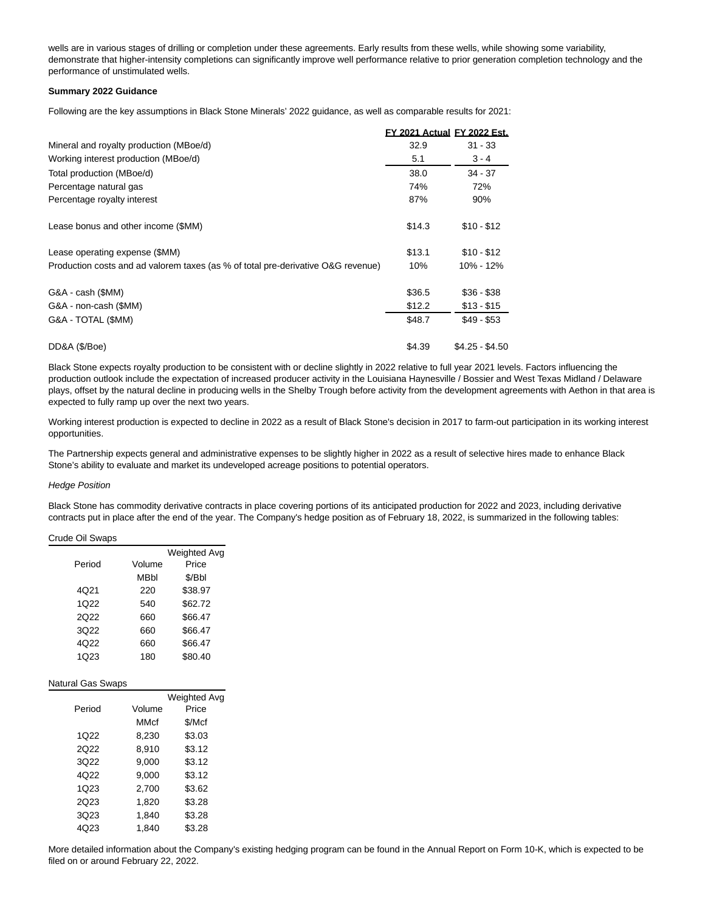wells are in various stages of drilling or completion under these agreements. Early results from these wells, while showing some variability, demonstrate that higher-intensity completions can significantly improve well performance relative to prior generation completion technology and the performance of unstimulated wells.

**Summary 2022 Guidance**

Following are the key assumptions in Black Stone Minerals' 2022 guidance, as well as comparable results for 2021:

| | FY 2021 Actual | FY 2022 Est. |
|---|---|---|
| Mineral and royalty production (MBoe/d) | 32.9 | 31 - 33 |
| Working interest production (MBoe/d) | 5.1 | 3 - 4 |
| Total production (MBoe/d) | 38.0 | 34 - 37 |
| Percentage natural gas | 74% | 72% |
| Percentage royalty interest | 87% | 90% |
| Lease bonus and other income ($MM) | $14.3 | $10 - $12 |
| Lease operating expense ($MM) | $13.1 | $10 - $12 |
| Production costs and ad valorem taxes (as % of total pre-derivative O&G revenue) | 10% | 10% - 12% |
| G&A - cash ($MM) | $36.5 | $36 - $38 |
| G&A - non-cash ($MM) | $12.2 | $13 - $15 |
| G&A - TOTAL ($MM) | $48.7 | $49 - $53 |
| DD&A ($/Boe) | $4.39 | $4.25 - $4.50 |

Black Stone expects royalty production to be consistent with or decline slightly in 2022 relative to full year 2021 levels. Factors influencing the production outlook include the expectation of increased producer activity in the Louisiana Haynesville / Bossier and West Texas Midland / Delaware plays, offset by the natural decline in producing wells in the Shelby Trough before activity from the development agreements with Aethon in that area is expected to fully ramp up over the next two years.

Working interest production is expected to decline in 2022 as a result of Black Stone's decision in 2017 to farm-out participation in its working interest opportunities.

The Partnership expects general and administrative expenses to be slightly higher in 2022 as a result of selective hires made to enhance Black Stone's ability to evaluate and market its undeveloped acreage positions to potential operators.

*Hedge Position*

Black Stone has commodity derivative contracts in place covering portions of its anticipated production for 2022 and 2023, including derivative contracts put in place after the end of the year. The Company's hedge position as of February 18, 2022, is summarized in the following tables:

Crude Oil Swaps

| Period | Volume | Weighted Avg Price |
|---|---|---|
| | MBbl | $/Bbl |
| 4Q21 | 220 | $38.97 |
| 1Q22 | 540 | $62.72 |
| 2Q22 | 660 | $66.47 |
| 3Q22 | 660 | $66.47 |
| 4Q22 | 660 | $66.47 |
| 1Q23 | 180 | $80.40 |

Natural Gas Swaps

| Period | Volume | Weighted Avg Price |
|---|---|---|
| | MMcf | $/Mcf |
| 1Q22 | 8,230 | $3.03 |
| 2Q22 | 8,910 | $3.12 |
| 3Q22 | 9,000 | $3.12 |
| 4Q22 | 9,000 | $3.12 |
| 1Q23 | 2,700 | $3.62 |
| 2Q23 | 1,820 | $3.28 |
| 3Q23 | 1,840 | $3.28 |
| 4Q23 | 1,840 | $3.28 |

More detailed information about the Company's existing hedging program can be found in the Annual Report on Form 10-K, which is expected to be filed on or around February 22, 2022.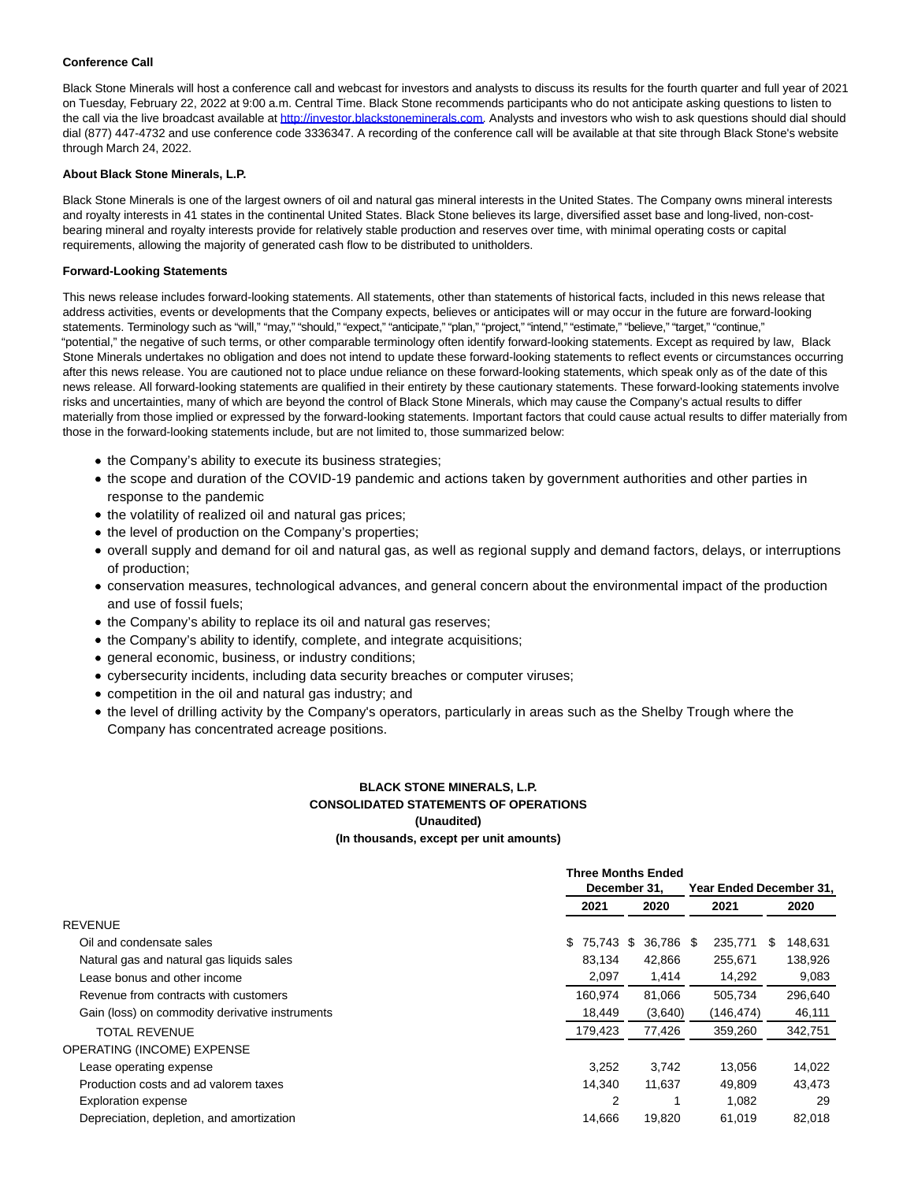**Conference Call**

Black Stone Minerals will host a conference call and webcast for investors and analysts to discuss its results for the fourth quarter and full year of 2021 on Tuesday, February 22, 2022 at 9:00 a.m. Central Time. Black Stone recommends participants who do not anticipate asking questions to listen to the call via the live broadcast available at http://investor.blackstoneminerals.com. Analysts and investors who wish to ask questions should dial should dial (877) 447-4732 and use conference code 3336347. A recording of the conference call will be available at that site through Black Stone's website through March 24, 2022.

**About Black Stone Minerals, L.P.**

Black Stone Minerals is one of the largest owners of oil and natural gas mineral interests in the United States. The Company owns mineral interests and royalty interests in 41 states in the continental United States. Black Stone believes its large, diversified asset base and long-lived, non-cost-bearing mineral and royalty interests provide for relatively stable production and reserves over time, with minimal operating costs or capital requirements, allowing the majority of generated cash flow to be distributed to unitholders.

**Forward-Looking Statements**

This news release includes forward-looking statements. All statements, other than statements of historical facts, included in this news release that address activities, events or developments that the Company expects, believes or anticipates will or may occur in the future are forward-looking statements. Terminology such as "will," "may," "should," "expect," "anticipate," "plan," "project," "intend," "estimate," "believe," "target," "continue," "potential," the negative of such terms, or other comparable terminology often identify forward-looking statements. Except as required by law, Black Stone Minerals undertakes no obligation and does not intend to update these forward-looking statements to reflect events or circumstances occurring after this news release. You are cautioned not to place undue reliance on these forward-looking statements, which speak only as of the date of this news release. All forward-looking statements are qualified in their entirety by these cautionary statements. These forward-looking statements involve risks and uncertainties, many of which are beyond the control of Black Stone Minerals, which may cause the Company's actual results to differ materially from those implied or expressed by the forward-looking statements. Important factors that could cause actual results to differ materially from those in the forward-looking statements include, but are not limited to, those summarized below:

- the Company's ability to execute its business strategies;
- the scope and duration of the COVID-19 pandemic and actions taken by government authorities and other parties in response to the pandemic
- the volatility of realized oil and natural gas prices;
- the level of production on the Company's properties;
- overall supply and demand for oil and natural gas, as well as regional supply and demand factors, delays, or interruptions of production;
- conservation measures, technological advances, and general concern about the environmental impact of the production and use of fossil fuels;
- the Company's ability to replace its oil and natural gas reserves;
- the Company's ability to identify, complete, and integrate acquisitions;
- general economic, business, or industry conditions;
- cybersecurity incidents, including data security breaches or computer viruses;
- competition in the oil and natural gas industry; and
- the level of drilling activity by the Company's operators, particularly in areas such as the Shelby Trough where the Company has concentrated acreage positions.

**BLACK STONE MINERALS, L.P.**
**CONSOLIDATED STATEMENTS OF OPERATIONS**
**(Unaudited)**
**(In thousands, except per unit amounts)**

| | Three Months Ended December 31, | | Year Ended December 31, | |
|---|---|---|---|---|
| | 2021 | 2020 | 2021 | 2020 |
| REVENUE | | | | |
| Oil and condensate sales | $ 75,743 | $ 36,786 | $ 235,771 | $ 148,631 |
| Natural gas and natural gas liquids sales | 83,134 | 42,866 | 255,671 | 138,926 |
| Lease bonus and other income | 2,097 | 1,414 | 14,292 | 9,083 |
| Revenue from contracts with customers | 160,974 | 81,066 | 505,734 | 296,640 |
| Gain (loss) on commodity derivative instruments | 18,449 | (3,640) | (146,474) | 46,111 |
| TOTAL REVENUE | 179,423 | 77,426 | 359,260 | 342,751 |
| OPERATING (INCOME) EXPENSE | | | | |
| Lease operating expense | 3,252 | 3,742 | 13,056 | 14,022 |
| Production costs and ad valorem taxes | 14,340 | 11,637 | 49,809 | 43,473 |
| Exploration expense | 2 | 1 | 1,082 | 29 |
| Depreciation, depletion, and amortization | 14,666 | 19,820 | 61,019 | 82,018 |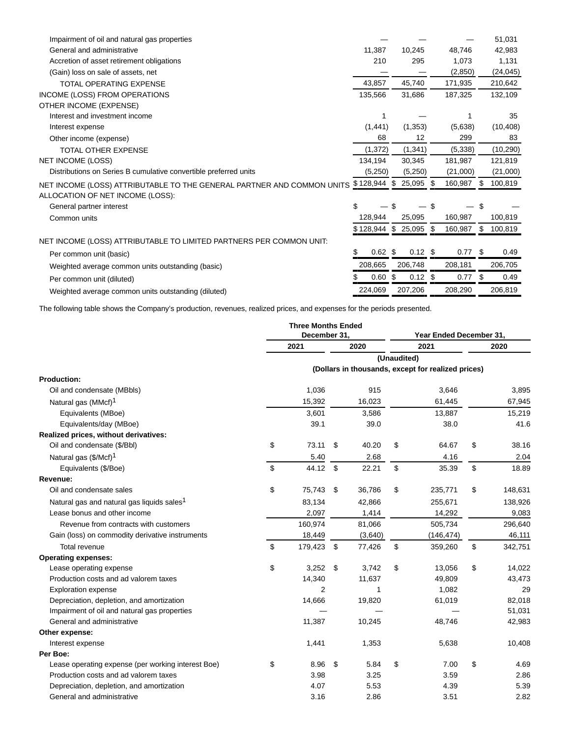| | | | | |
|---|---|---|---|---|
| Impairment of oil and natural gas properties | — | — | — | 51,031 |
| General and administrative | 11,387 | 10,245 | 48,746 | 42,983 |
| Accretion of asset retirement obligations | 210 | 295 | 1,073 | 1,131 |
| (Gain) loss on sale of assets, net | — | — | (2,850) | (24,045) |
| TOTAL OPERATING EXPENSE | 43,857 | 45,740 | 171,935 | 210,642 |
| INCOME (LOSS) FROM OPERATIONS | 135,566 | 31,686 | 187,325 | 132,109 |
| OTHER INCOME (EXPENSE) | | | | |
| Interest and investment income | 1 | — | 1 | 35 |
| Interest expense | (1,441) | (1,353) | (5,638) | (10,408) |
| Other income (expense) | 68 | 12 | 299 | 83 |
| TOTAL OTHER EXPENSE | (1,372) | (1,341) | (5,338) | (10,290) |
| NET INCOME (LOSS) | 134,194 | 30,345 | 181,987 | 121,819 |
| Distributions on Series B cumulative convertible preferred units | (5,250) | (5,250) | (21,000) | (21,000) |
| NET INCOME (LOSS) ATTRIBUTABLE TO THE GENERAL PARTNER AND COMMON UNITS | $ 128,944 | $ 25,095 | $ 160,987 | $ 100,819 |
| ALLOCATION OF NET INCOME (LOSS): | | | | |
| General partner interest | $ — | $ — | $ — | $ — |
| Common units | 128,944 | 25,095 | 160,987 | 100,819 |
| | $ 128,944 | $ 25,095 | $ 160,987 | $ 100,819 |
| NET INCOME (LOSS) ATTRIBUTABLE TO LIMITED PARTNERS PER COMMON UNIT: | | | | |
| Per common unit (basic) | $ 0.62 | $ 0.12 | $ 0.77 | $ 0.49 |
| Weighted average common units outstanding (basic) | 208,665 | 206,748 | 208,181 | 206,705 |
| Per common unit (diluted) | $ 0.60 | $ 0.12 | $ 0.77 | $ 0.49 |
| Weighted average common units outstanding (diluted) | 224,069 | 207,206 | 208,290 | 206,819 |

The following table shows the Company's production, revenues, realized prices, and expenses for the periods presented.

| | Three Months Ended December 31, | | Year Ended December 31, | |
|---|---|---|---|---|
| | 2021 | 2020 | 2021 | 2020 |
| | (Unaudited) | | | |
| | (Dollars in thousands, except for realized prices) | | | |
| **Production:** | | | | |
| Oil and condensate (MBbls) | 1,036 | 915 | 3,646 | 3,895 |
| Natural gas (MMcf)[1] | 15,392 | 16,023 | 61,445 | 67,945 |
| Equivalents (MBoe) | 3,601 | 3,586 | 13,887 | 15,219 |
| Equivalents/day (MBoe) | 39.1 | 39.0 | 38.0 | 41.6 |
| **Realized prices, without derivatives:** | | | | |
| Oil and condensate ($/Bbl) | $ 73.11 | $ 40.20 | $ 64.67 | $ 38.16 |
| Natural gas ($/Mcf)[1] | 5.40 | 2.68 | 4.16 | 2.04 |
| Equivalents ($/Boe) | $ 44.12 | $ 22.21 | $ 35.39 | $ 18.89 |
| **Revenue:** | | | | |
| Oil and condensate sales | $ 75,743 | $ 36,786 | $ 235,771 | $ 148,631 |
| Natural gas and natural gas liquids sales[1] | 83,134 | 42,866 | 255,671 | 138,926 |
| Lease bonus and other income | 2,097 | 1,414 | 14,292 | 9,083 |
| Revenue from contracts with customers | 160,974 | 81,066 | 505,734 | 296,640 |
| Gain (loss) on commodity derivative instruments | 18,449 | (3,640) | (146,474) | 46,111 |
| Total revenue | $ 179,423 | $ 77,426 | $ 359,260 | $ 342,751 |
| **Operating expenses:** | | | | |
| Lease operating expense | $ 3,252 | $ 3,742 | $ 13,056 | $ 14,022 |
| Production costs and ad valorem taxes | 14,340 | 11,637 | 49,809 | 43,473 |
| Exploration expense | 2 | 1 | 1,082 | 29 |
| Depreciation, depletion, and amortization | 14,666 | 19,820 | 61,019 | 82,018 |
| Impairment of oil and natural gas properties | — | — | — | 51,031 |
| General and administrative | 11,387 | 10,245 | 48,746 | 42,983 |
| **Other expense:** | | | | |
| Interest expense | 1,441 | 1,353 | 5,638 | 10,408 |
| **Per Boe:** | | | | |
| Lease operating expense (per working interest Boe) | $ 8.96 | $ 5.84 | $ 7.00 | $ 4.69 |
| Production costs and ad valorem taxes | 3.98 | 3.25 | 3.59 | 2.86 |
| Depreciation, depletion, and amortization | 4.07 | 5.53 | 4.39 | 5.39 |
| General and administrative | 3.16 | 2.86 | 3.51 | 2.82 |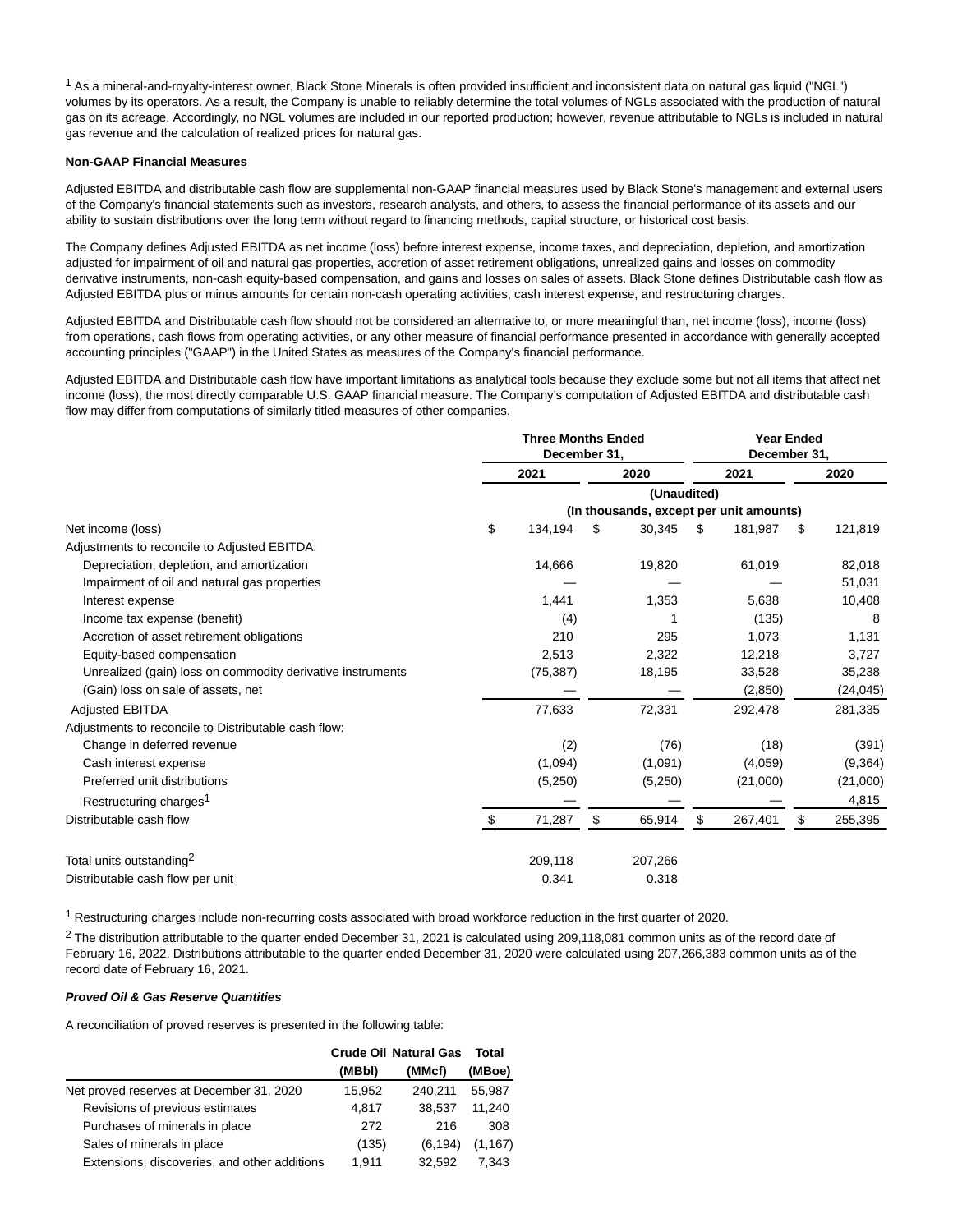[1] As a mineral-and-royalty-interest owner, Black Stone Minerals is often provided insufficient and inconsistent data on natural gas liquid ("NGL") volumes by its operators. As a result, the Company is unable to reliably determine the total volumes of NGLs associated with the production of natural gas on its acreage. Accordingly, no NGL volumes are included in our reported production; however, revenue attributable to NGLs is included in natural gas revenue and the calculation of realized prices for natural gas.

**Non-GAAP Financial Measures**

Adjusted EBITDA and distributable cash flow are supplemental non-GAAP financial measures used by Black Stone's management and external users of the Company's financial statements such as investors, research analysts, and others, to assess the financial performance of its assets and our ability to sustain distributions over the long term without regard to financing methods, capital structure, or historical cost basis.

The Company defines Adjusted EBITDA as net income (loss) before interest expense, income taxes, and depreciation, depletion, and amortization adjusted for impairment of oil and natural gas properties, accretion of asset retirement obligations, unrealized gains and losses on commodity derivative instruments, non-cash equity-based compensation, and gains and losses on sales of assets. Black Stone defines Distributable cash flow as Adjusted EBITDA plus or minus amounts for certain non-cash operating activities, cash interest expense, and restructuring charges.

Adjusted EBITDA and Distributable cash flow should not be considered an alternative to, or more meaningful than, net income (loss), income (loss) from operations, cash flows from operating activities, or any other measure of financial performance presented in accordance with generally accepted accounting principles ("GAAP") in the United States as measures of the Company's financial performance.

Adjusted EBITDA and Distributable cash flow have important limitations as analytical tools because they exclude some but not all items that affect net income (loss), the most directly comparable U.S. GAAP financial measure. The Company's computation of Adjusted EBITDA and distributable cash flow may differ from computations of similarly titled measures of other companies.

| | Three Months Ended December 31, | | Year Ended December 31, | |
|---|---|---|---|---|
| | 2021 | 2020 | 2021 | 2020 |
| | (Unaudited) (In thousands, except per unit amounts) | | | |
| Net income (loss) | $ 134,194 | $ 30,345 | $ 181,987 | $ 121,819 |
| Adjustments to reconcile to Adjusted EBITDA: | | | | |
| Depreciation, depletion, and amortization | 14,666 | 19,820 | 61,019 | 82,018 |
| Impairment of oil and natural gas properties | — | — | — | 51,031 |
| Interest expense | 1,441 | 1,353 | 5,638 | 10,408 |
| Income tax expense (benefit) | (4) | 1 | (135) | 8 |
| Accretion of asset retirement obligations | 210 | 295 | 1,073 | 1,131 |
| Equity-based compensation | 2,513 | 2,322 | 12,218 | 3,727 |
| Unrealized (gain) loss on commodity derivative instruments | (75,387) | 18,195 | 33,528 | 35,238 |
| (Gain) loss on sale of assets, net | — | — | (2,850) | (24,045) |
| Adjusted EBITDA | 77,633 | 72,331 | 292,478 | 281,335 |
| Adjustments to reconcile to Distributable cash flow: | | | | |
| Change in deferred revenue | (2) | (76) | (18) | (391) |
| Cash interest expense | (1,094) | (1,091) | (4,059) | (9,364) |
| Preferred unit distributions | (5,250) | (5,250) | (21,000) | (21,000) |
| Restructuring charges[1] | — | — | — | 4,815 |
| Distributable cash flow | $ 71,287 | $ 65,914 | $ 267,401 | $ 255,395 |
| | | | | |
| Total units outstanding[2] | 209,118 | 207,266 | | |
| Distributable cash flow per unit | 0.341 | 0.318 | | |

[1] Restructuring charges include non-recurring costs associated with broad workforce reduction in the first quarter of 2020.

[2] The distribution attributable to the quarter ended December 31, 2021 is calculated using 209,118,081 common units as of the record date of February 16, 2022. Distributions attributable to the quarter ended December 31, 2020 were calculated using 207,266,383 common units as of the record date of February 16, 2021.

***Proved Oil & Gas Reserve Quantities***

A reconciliation of proved reserves is presented in the following table:

| | Crude Oil (MBbl) | Natural Gas (MMcf) | Total (MBoe) |
|---|---|---|---|
| Net proved reserves at December 31, 2020 | 15,952 | 240,211 | 55,987 |
| Revisions of previous estimates | 4,817 | 38,537 | 11,240 |
| Purchases of minerals in place | 272 | 216 | 308 |
| Sales of minerals in place | (135) | (6,194) | (1,167) |
| Extensions, discoveries, and other additions | 1,911 | 32,592 | 7,343 |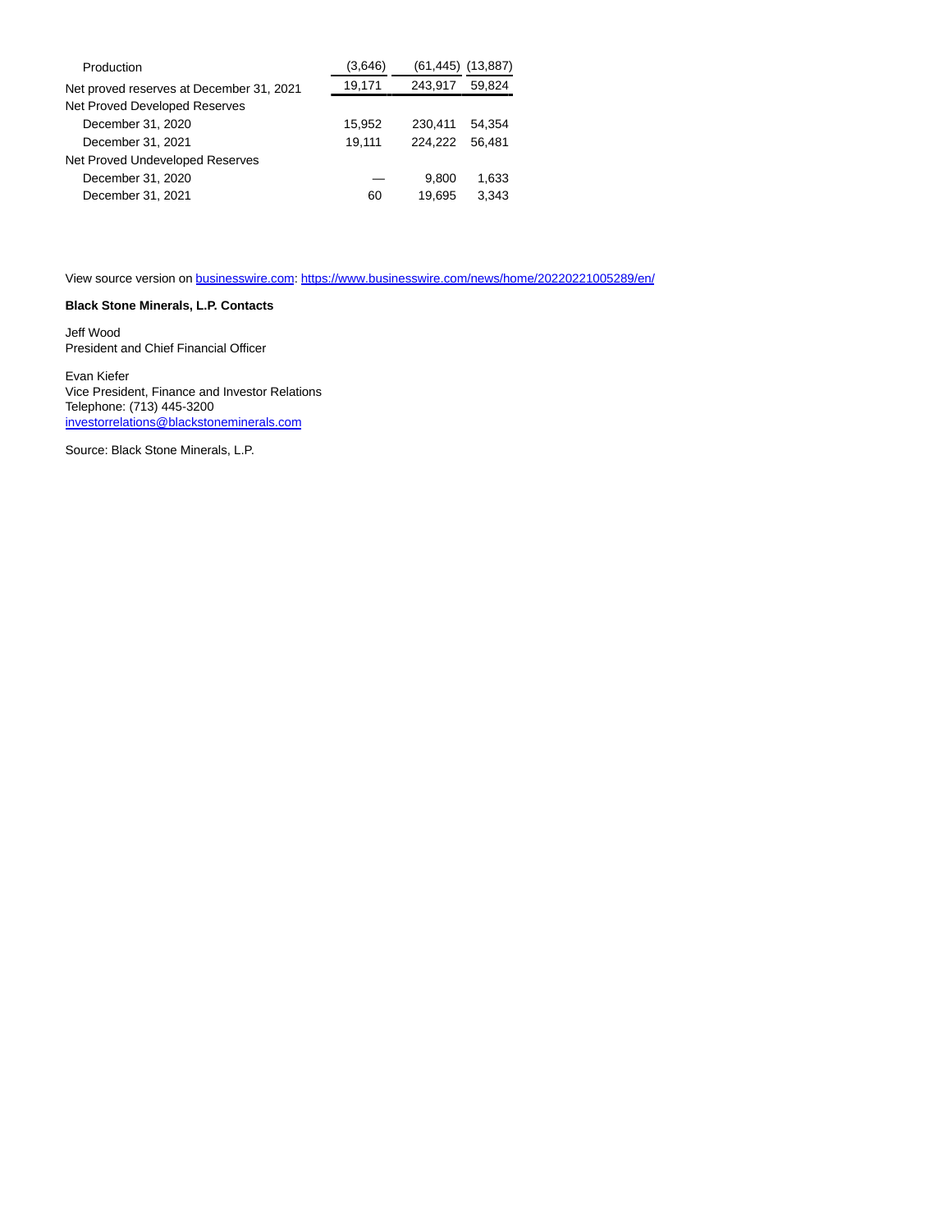| | | | |
|---|---|---|---|
| Production | (3,646) | (61,445) | (13,887) |
| Net proved reserves at December 31, 2021 | 19,171 | 243,917 | 59,824 |
| Net Proved Developed Reserves | | | |
| December 31, 2020 | 15,952 | 230,411 | 54,354 |
| December 31, 2021 | 19,111 | 224,222 | 56,481 |
| Net Proved Undeveloped Reserves | | | |
| December 31, 2020 | — | 9,800 | 1,633 |
| December 31, 2021 | 60 | 19,695 | 3,343 |

View source version on businesswire.com: https://www.businesswire.com/news/home/20220221005289/en/

**Black Stone Minerals, L.P. Contacts**

Jeff Wood
President and Chief Financial Officer

Evan Kiefer
Vice President, Finance and Investor Relations
Telephone: (713) 445-3200
investorrelations@blackstoneminerals.com

Source: Black Stone Minerals, L.P.